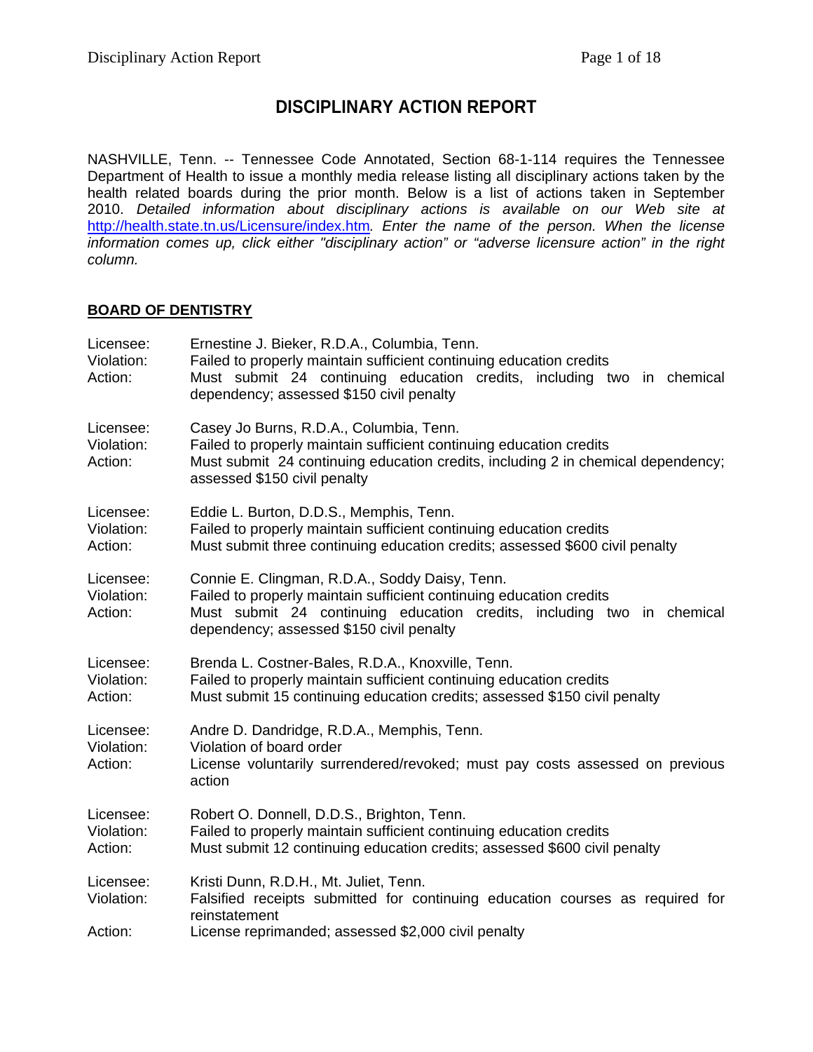# DISCIPLINARY ACTION REPORT

NASHVILLE, Tenn. -- Tennessee Code Annotated, Section 68-1-114 requires the Tennessee Department of Health to issue a monthly media release listing all disciplinary actions taken by the health related boards during the prior month. Below is a list of actions taken in September 2010. *Detailed information about disciplinary actions is available on our Web site at* http://health.state.tn.us/Licensure/index.htm*. Enter the name of the person. When the license information comes up, click either "disciplinary action" or "adverse licensure action" in the right column.*

## BOARD OF DENTISTRY

Licensee: Ernestine J. Bieker, R.D.A., Columbia, Tenn.
Violation: Failed to properly maintain sufficient continuing education credits
Action: Must submit 24 continuing education credits, including two in chemical dependency; assessed $150 civil penalty

Licensee: Casey Jo Burns, R.D.A., Columbia, Tenn.
Violation: Failed to properly maintain sufficient continuing education credits
Action: Must submit 24 continuing education credits, including 2 in chemical dependency; assessed $150 civil penalty

Licensee: Eddie L. Burton, D.D.S., Memphis, Tenn.
Violation: Failed to properly maintain sufficient continuing education credits
Action: Must submit three continuing education credits; assessed $600 civil penalty

Licensee: Connie E. Clingman, R.D.A., Soddy Daisy, Tenn.
Violation: Failed to properly maintain sufficient continuing education credits
Action: Must submit 24 continuing education credits, including two in chemical dependency; assessed $150 civil penalty

Licensee: Brenda L. Costner-Bales, R.D.A., Knoxville, Tenn.
Violation: Failed to properly maintain sufficient continuing education credits
Action: Must submit 15 continuing education credits; assessed $150 civil penalty

Licensee: Andre D. Dandridge, R.D.A., Memphis, Tenn.
Violation: Violation of board order
Action: License voluntarily surrendered/revoked; must pay costs assessed on previous action

Licensee: Robert O. Donnell, D.D.S., Brighton, Tenn.
Violation: Failed to properly maintain sufficient continuing education credits
Action: Must submit 12 continuing education credits; assessed $600 civil penalty

Licensee: Kristi Dunn, R.D.H., Mt. Juliet, Tenn.
Violation: Falsified receipts submitted for continuing education courses as required for reinstatement
Action: License reprimanded; assessed $2,000 civil penalty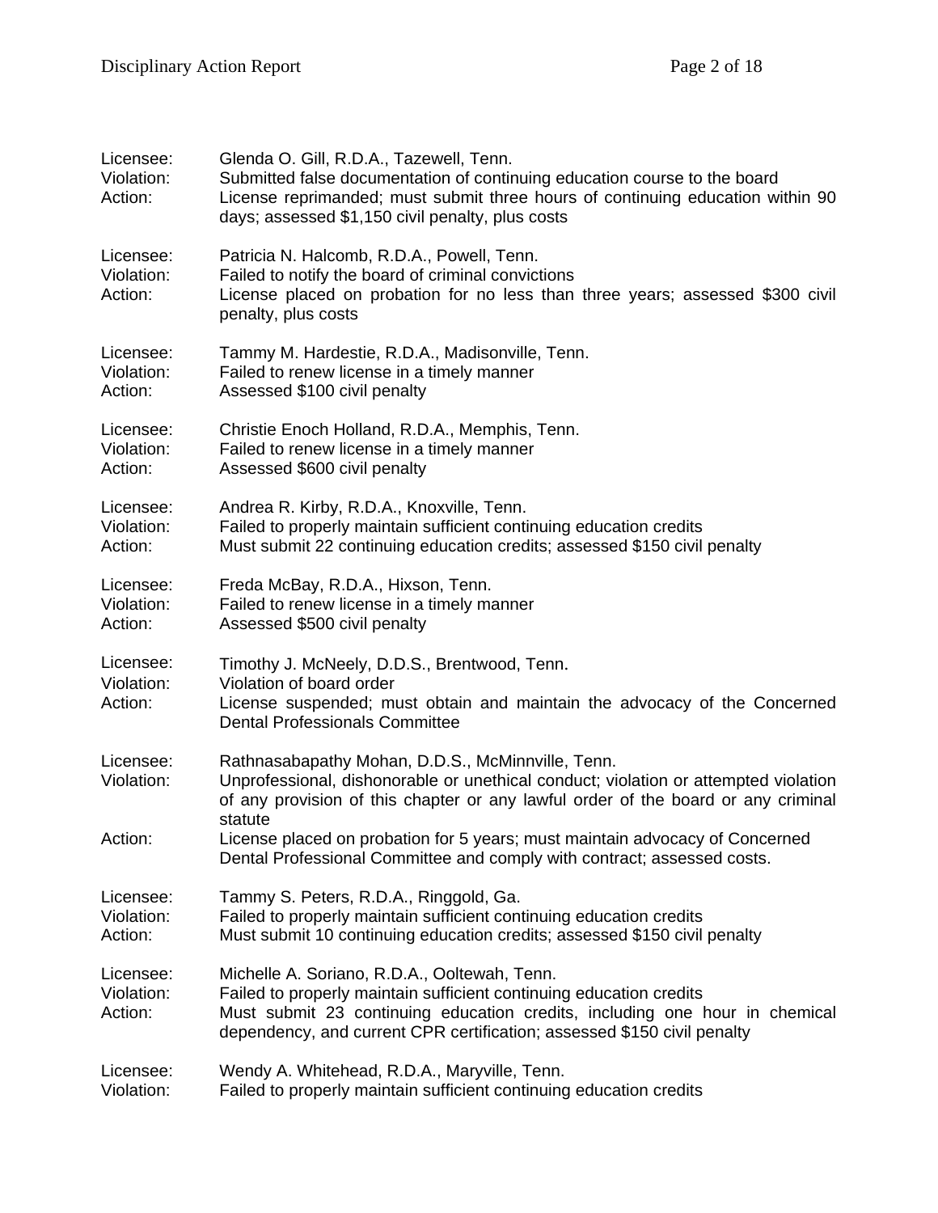Licensee: Glenda O. Gill, R.D.A., Tazewell, Tenn.
Violation: Submitted false documentation of continuing education course to the board
Action: License reprimanded; must submit three hours of continuing education within 90 days; assessed $1,150 civil penalty, plus costs

Licensee: Patricia N. Halcomb, R.D.A., Powell, Tenn.
Violation: Failed to notify the board of criminal convictions
Action: License placed on probation for no less than three years; assessed $300 civil penalty, plus costs

Licensee: Tammy M. Hardestie, R.D.A., Madisonville, Tenn.
Violation: Failed to renew license in a timely manner
Action: Assessed $100 civil penalty

Licensee: Christie Enoch Holland, R.D.A., Memphis, Tenn.
Violation: Failed to renew license in a timely manner
Action: Assessed $600 civil penalty

Licensee: Andrea R. Kirby, R.D.A., Knoxville, Tenn.
Violation: Failed to properly maintain sufficient continuing education credits
Action: Must submit 22 continuing education credits; assessed $150 civil penalty

Licensee: Freda McBay, R.D.A., Hixson, Tenn.
Violation: Failed to renew license in a timely manner
Action: Assessed $500 civil penalty

Licensee: Timothy J. McNeely, D.D.S., Brentwood, Tenn.
Violation: Violation of board order
Action: License suspended; must obtain and maintain the advocacy of the Concerned Dental Professionals Committee

Licensee: Rathnasabapathy Mohan, D.D.S., McMinnville, Tenn.
Violation: Unprofessional, dishonorable or unethical conduct; violation or attempted violation of any provision of this chapter or any lawful order of the board or any criminal statute
Action: License placed on probation for 5 years; must maintain advocacy of Concerned Dental Professional Committee and comply with contract; assessed costs.

Licensee: Tammy S. Peters, R.D.A., Ringgold, Ga.
Violation: Failed to properly maintain sufficient continuing education credits
Action: Must submit 10 continuing education credits; assessed $150 civil penalty

Licensee: Michelle A. Soriano, R.D.A., Ooltewah, Tenn.
Violation: Failed to properly maintain sufficient continuing education credits
Action: Must submit 23 continuing education credits, including one hour in chemical dependency, and current CPR certification; assessed $150 civil penalty

Licensee: Wendy A. Whitehead, R.D.A., Maryville, Tenn.
Violation: Failed to properly maintain sufficient continuing education credits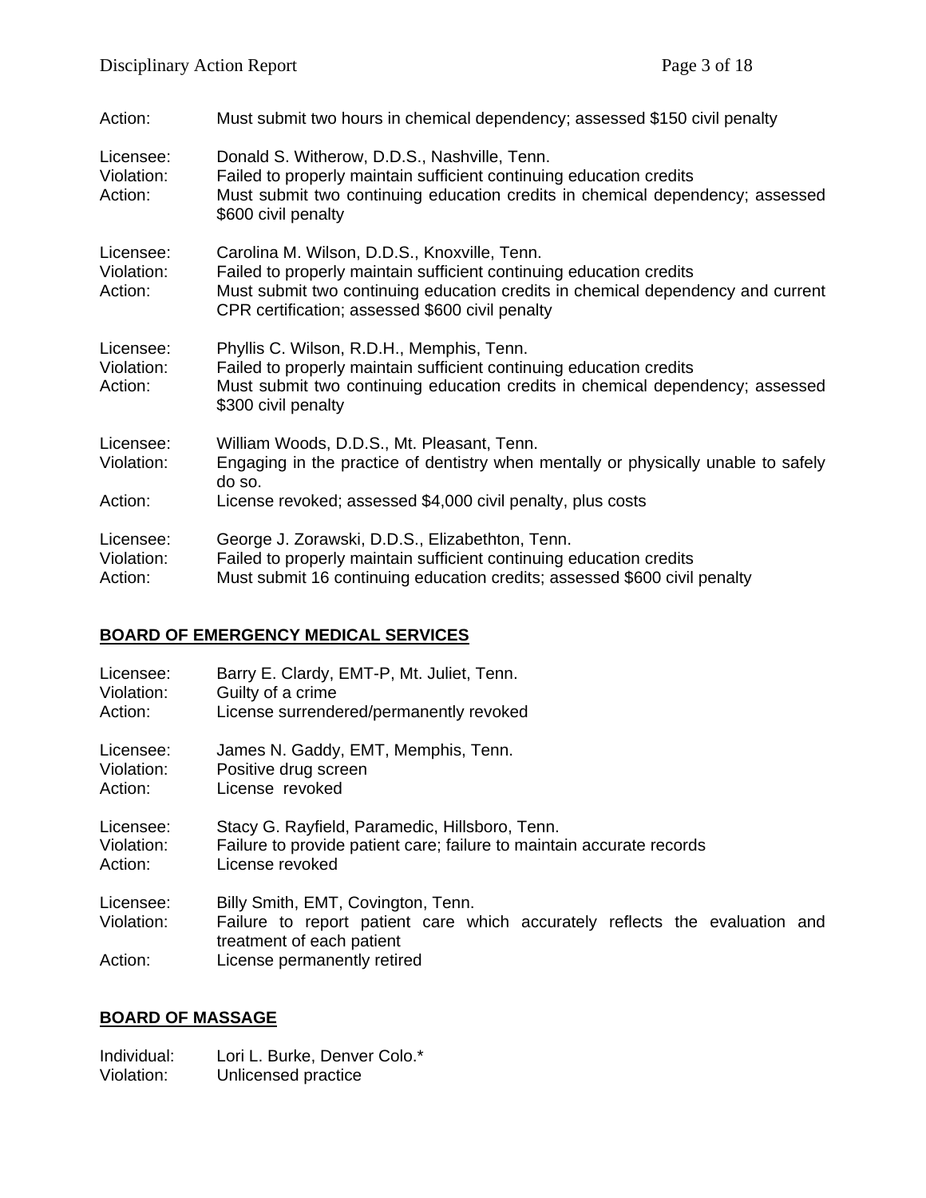Action: Must submit two hours in chemical dependency; assessed $150 civil penalty

Licensee: Donald S. Witherow, D.D.S., Nashville, Tenn.
Violation: Failed to properly maintain sufficient continuing education credits
Action: Must submit two continuing education credits in chemical dependency; assessed $600 civil penalty

Licensee: Carolina M. Wilson, D.D.S., Knoxville, Tenn.
Violation: Failed to properly maintain sufficient continuing education credits
Action: Must submit two continuing education credits in chemical dependency and current CPR certification; assessed $600 civil penalty

Licensee: Phyllis C. Wilson, R.D.H., Memphis, Tenn.
Violation: Failed to properly maintain sufficient continuing education credits
Action: Must submit two continuing education credits in chemical dependency; assessed $300 civil penalty

Licensee: William Woods, D.D.S., Mt. Pleasant, Tenn.
Violation: Engaging in the practice of dentistry when mentally or physically unable to safely do so.
Action: License revoked; assessed $4,000 civil penalty, plus costs

Licensee: George J. Zorawski, D.D.S., Elizabethton, Tenn.
Violation: Failed to properly maintain sufficient continuing education credits
Action: Must submit 16 continuing education credits; assessed $600 civil penalty

## BOARD OF EMERGENCY MEDICAL SERVICES

Licensee: Barry E. Clardy, EMT-P, Mt. Juliet, Tenn.
Violation: Guilty of a crime
Action: License surrendered/permanently revoked

Licensee: James N. Gaddy, EMT, Memphis, Tenn.
Violation: Positive drug screen
Action: License revoked

Licensee: Stacy G. Rayfield, Paramedic, Hillsboro, Tenn.
Violation: Failure to provide patient care; failure to maintain accurate records
Action: License revoked

Licensee: Billy Smith, EMT, Covington, Tenn.
Violation: Failure to report patient care which accurately reflects the evaluation and treatment of each patient
Action: License permanently retired

## BOARD OF MASSAGE

Individual: Lori L. Burke, Denver Colo.*
Violation: Unlicensed practice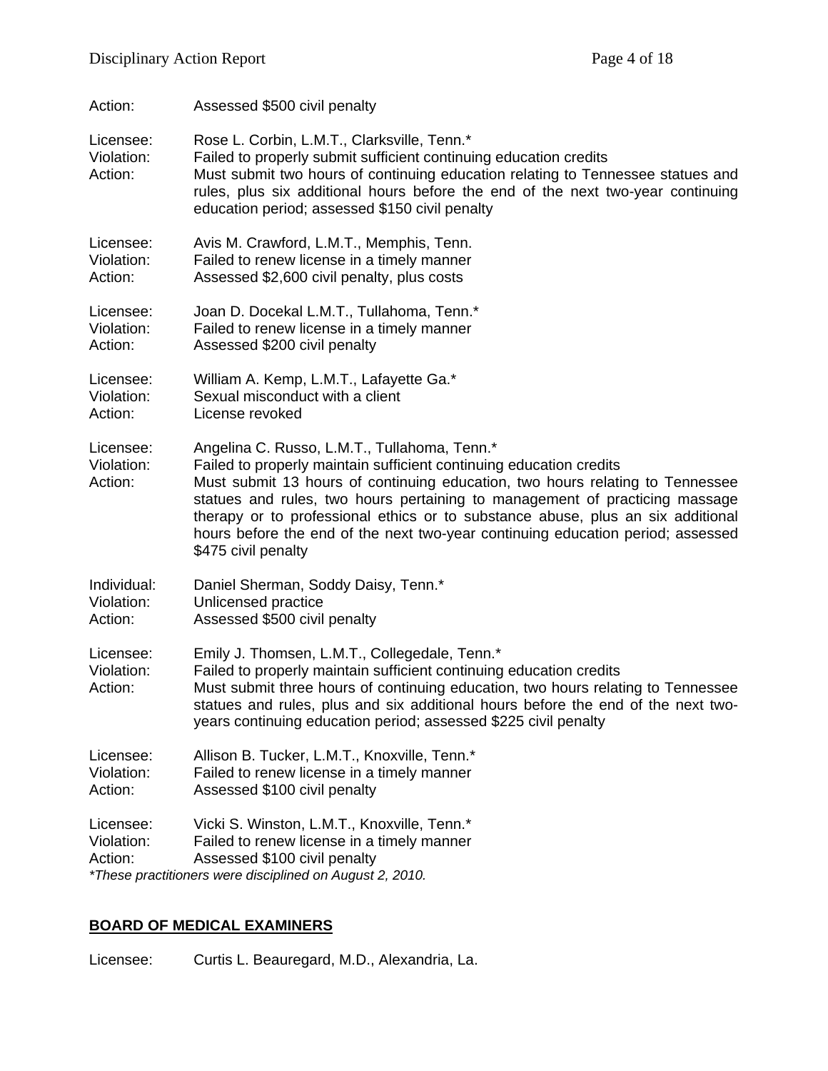Action: Assessed $500 civil penalty

Licensee: Rose L. Corbin, L.M.T., Clarksville, Tenn.*
Violation: Failed to properly submit sufficient continuing education credits
Action: Must submit two hours of continuing education relating to Tennessee statues and rules, plus six additional hours before the end of the next two-year continuing education period; assessed $150 civil penalty

Licensee: Avis M. Crawford, L.M.T., Memphis, Tenn.
Violation: Failed to renew license in a timely manner
Action: Assessed $2,600 civil penalty, plus costs

Licensee: Joan D. Docekal L.M.T., Tullahoma, Tenn.*
Violation: Failed to renew license in a timely manner
Action: Assessed $200 civil penalty

Licensee: William A. Kemp, L.M.T., Lafayette Ga.*
Violation: Sexual misconduct with a client
Action: License revoked

Licensee: Angelina C. Russo, L.M.T., Tullahoma, Tenn.*
Violation: Failed to properly maintain sufficient continuing education credits
Action: Must submit 13 hours of continuing education, two hours relating to Tennessee statues and rules, two hours pertaining to management of practicing massage therapy or to professional ethics or to substance abuse, plus an six additional hours before the end of the next two-year continuing education period; assessed $475 civil penalty

Individual: Daniel Sherman, Soddy Daisy, Tenn.*
Violation: Unlicensed practice
Action: Assessed $500 civil penalty

Licensee: Emily J. Thomsen, L.M.T., Collegedale, Tenn.*
Violation: Failed to properly maintain sufficient continuing education credits
Action: Must submit three hours of continuing education, two hours relating to Tennessee statues and rules, plus and six additional hours before the end of the next two-years continuing education period; assessed $225 civil penalty

Licensee: Allison B. Tucker, L.M.T., Knoxville, Tenn.*
Violation: Failed to renew license in a timely manner
Action: Assessed $100 civil penalty

Licensee: Vicki S. Winston, L.M.T., Knoxville, Tenn.*
Violation: Failed to renew license in a timely manner
Action: Assessed $100 civil penalty

*\*These practitioners were disciplined on August 2, 2010.*

## BOARD OF MEDICAL EXAMINERS

Licensee: Curtis L. Beauregard, M.D., Alexandria, La.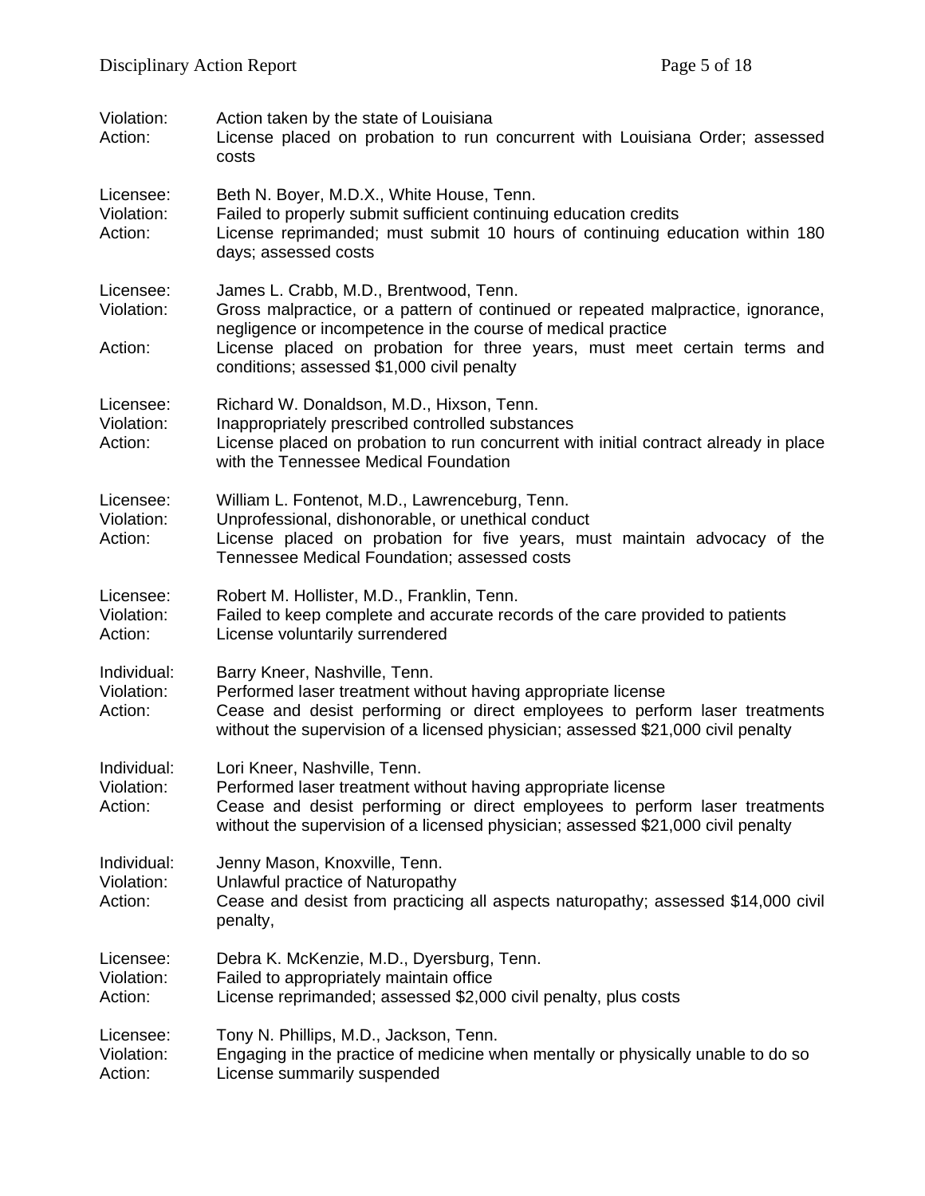Violation: Action taken by the state of Louisiana
Action: License placed on probation to run concurrent with Louisiana Order; assessed costs

Licensee: Beth N. Boyer, M.D.X., White House, Tenn.
Violation: Failed to properly submit sufficient continuing education credits
Action: License reprimanded; must submit 10 hours of continuing education within 180 days; assessed costs

Licensee: James L. Crabb, M.D., Brentwood, Tenn.
Violation: Gross malpractice, or a pattern of continued or repeated malpractice, ignorance, negligence or incompetence in the course of medical practice
Action: License placed on probation for three years, must meet certain terms and conditions; assessed $1,000 civil penalty

Licensee: Richard W. Donaldson, M.D., Hixson, Tenn.
Violation: Inappropriately prescribed controlled substances
Action: License placed on probation to run concurrent with initial contract already in place with the Tennessee Medical Foundation

Licensee: William L. Fontenot, M.D., Lawrenceburg, Tenn.
Violation: Unprofessional, dishonorable, or unethical conduct
Action: License placed on probation for five years, must maintain advocacy of the Tennessee Medical Foundation; assessed costs

Licensee: Robert M. Hollister, M.D., Franklin, Tenn.
Violation: Failed to keep complete and accurate records of the care provided to patients
Action: License voluntarily surrendered

Individual: Barry Kneer, Nashville, Tenn.
Violation: Performed laser treatment without having appropriate license
Action: Cease and desist performing or direct employees to perform laser treatments without the supervision of a licensed physician; assessed $21,000 civil penalty

Individual: Lori Kneer, Nashville, Tenn.
Violation: Performed laser treatment without having appropriate license
Action: Cease and desist performing or direct employees to perform laser treatments without the supervision of a licensed physician; assessed $21,000 civil penalty

Individual: Jenny Mason, Knoxville, Tenn.
Violation: Unlawful practice of Naturopathy
Action: Cease and desist from practicing all aspects naturopathy; assessed $14,000 civil penalty,

Licensee: Debra K. McKenzie, M.D., Dyersburg, Tenn.
Violation: Failed to appropriately maintain office
Action: License reprimanded; assessed $2,000 civil penalty, plus costs

Licensee: Tony N. Phillips, M.D., Jackson, Tenn.
Violation: Engaging in the practice of medicine when mentally or physically unable to do so
Action: License summarily suspended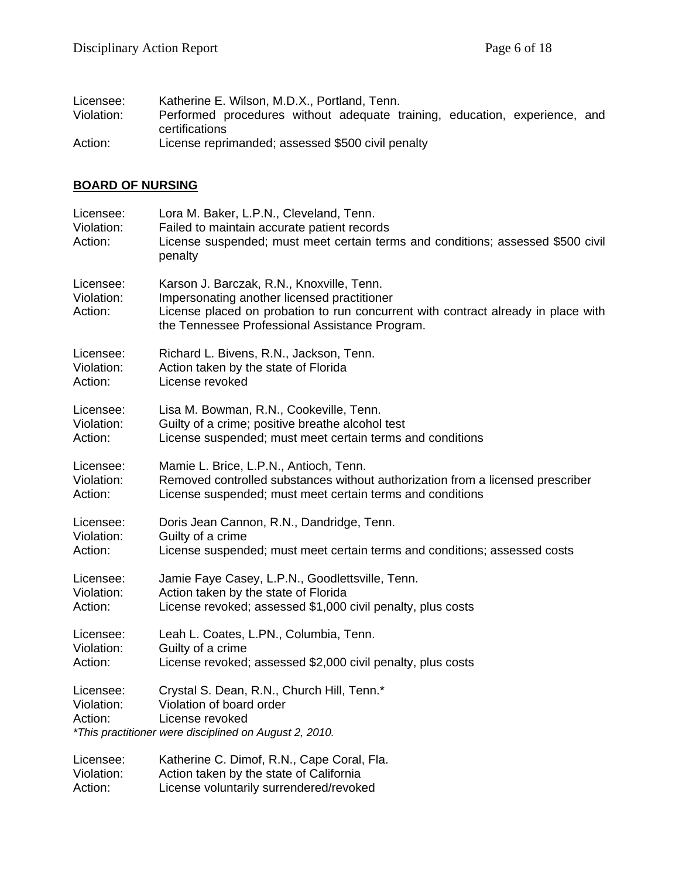Licensee: Katherine E. Wilson, M.D.X., Portland, Tenn.
Violation: Performed procedures without adequate training, education, experience, and certifications
Action: License reprimanded; assessed $500 civil penalty

## BOARD OF NURSING

Licensee: Lora M. Baker, L.P.N., Cleveland, Tenn.
Violation: Failed to maintain accurate patient records
Action: License suspended; must meet certain terms and conditions; assessed $500 civil penalty

Licensee: Karson J. Barczak, R.N., Knoxville, Tenn.
Violation: Impersonating another licensed practitioner
Action: License placed on probation to run concurrent with contract already in place with the Tennessee Professional Assistance Program.

Licensee: Richard L. Bivens, R.N., Jackson, Tenn.
Violation: Action taken by the state of Florida
Action: License revoked

Licensee: Lisa M. Bowman, R.N., Cookeville, Tenn.
Violation: Guilty of a crime; positive breathe alcohol test
Action: License suspended; must meet certain terms and conditions

Licensee: Mamie L. Brice, L.P.N., Antioch, Tenn.
Violation: Removed controlled substances without authorization from a licensed prescriber
Action: License suspended; must meet certain terms and conditions

Licensee: Doris Jean Cannon, R.N., Dandridge, Tenn.
Violation: Guilty of a crime
Action: License suspended; must meet certain terms and conditions; assessed costs

Licensee: Jamie Faye Casey, L.P.N., Goodlettsville, Tenn.
Violation: Action taken by the state of Florida
Action: License revoked; assessed $1,000 civil penalty, plus costs

Licensee: Leah L. Coates, L.PN., Columbia, Tenn.
Violation: Guilty of a crime
Action: License revoked; assessed $2,000 civil penalty, plus costs

Licensee: Crystal S. Dean, R.N., Church Hill, Tenn.*
Violation: Violation of board order
Action: License revoked
*This practitioner were disciplined on August 2, 2010.*

Licensee: Katherine C. Dimof, R.N., Cape Coral, Fla.
Violation: Action taken by the state of California
Action: License voluntarily surrendered/revoked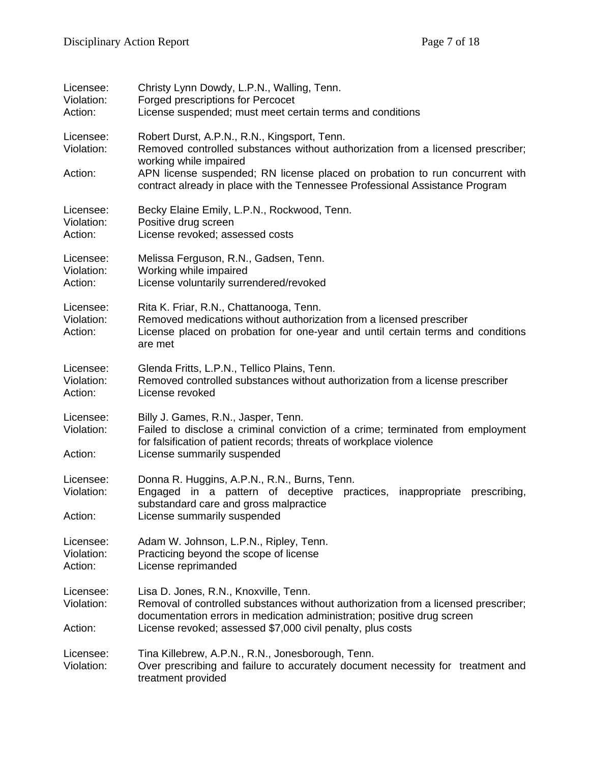Licensee: Christy Lynn Dowdy, L.P.N., Walling, Tenn.
Violation: Forged prescriptions for Percocet
Action: License suspended; must meet certain terms and conditions

Licensee: Robert Durst, A.P.N., R.N., Kingsport, Tenn.
Violation: Removed controlled substances without authorization from a licensed prescriber; working while impaired
Action: APN license suspended; RN license placed on probation to run concurrent with contract already in place with the Tennessee Professional Assistance Program

Licensee: Becky Elaine Emily, L.P.N., Rockwood, Tenn.
Violation: Positive drug screen
Action: License revoked; assessed costs

Licensee: Melissa Ferguson, R.N., Gadsen, Tenn.
Violation: Working while impaired
Action: License voluntarily surrendered/revoked

Licensee: Rita K. Friar, R.N., Chattanooga, Tenn.
Violation: Removed medications without authorization from a licensed prescriber
Action: License placed on probation for one-year and until certain terms and conditions are met

Licensee: Glenda Fritts, L.P.N., Tellico Plains, Tenn.
Violation: Removed controlled substances without authorization from a license prescriber
Action: License revoked

Licensee: Billy J. Games, R.N., Jasper, Tenn.
Violation: Failed to disclose a criminal conviction of a crime; terminated from employment for falsification of patient records; threats of workplace violence
Action: License summarily suspended

Licensee: Donna R. Huggins, A.P.N., R.N., Burns, Tenn.
Violation: Engaged in a pattern of deceptive practices, inappropriate prescribing, substandard care and gross malpractice
Action: License summarily suspended

Licensee: Adam W. Johnson, L.P.N., Ripley, Tenn.
Violation: Practicing beyond the scope of license
Action: License reprimanded

Licensee: Lisa D. Jones, R.N., Knoxville, Tenn.
Violation: Removal of controlled substances without authorization from a licensed prescriber; documentation errors in medication administration; positive drug screen
Action: License revoked; assessed $7,000 civil penalty, plus costs

Licensee: Tina Killebrew, A.P.N., R.N., Jonesborough, Tenn.
Violation: Over prescribing and failure to accurately document necessity for treatment and treatment provided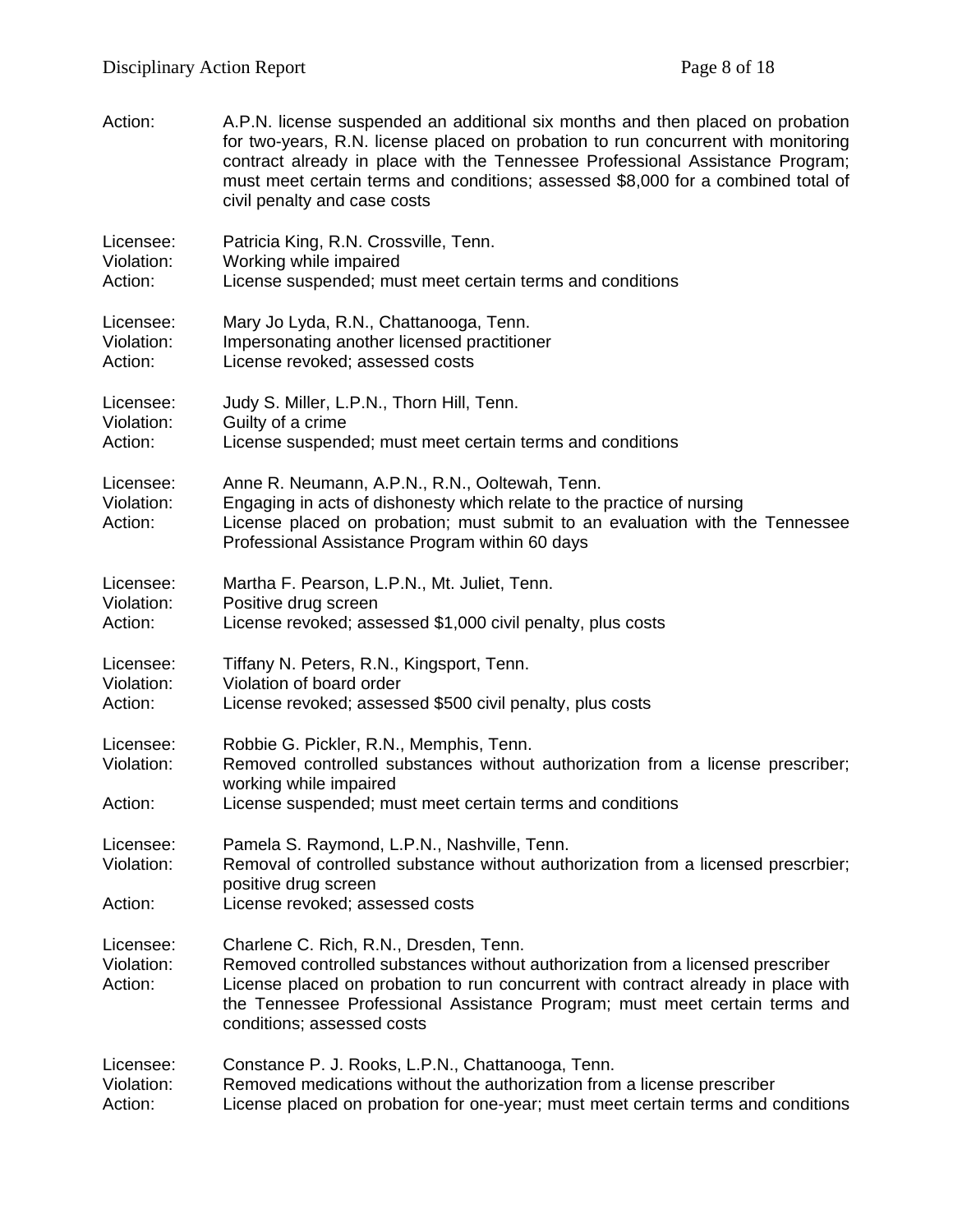Action: A.P.N. license suspended an additional six months and then placed on probation for two-years, R.N. license placed on probation to run concurrent with monitoring contract already in place with the Tennessee Professional Assistance Program; must meet certain terms and conditions; assessed $8,000 for a combined total of civil penalty and case costs

Licensee: Patricia King, R.N. Crossville, Tenn.
Violation: Working while impaired
Action: License suspended; must meet certain terms and conditions

Licensee: Mary Jo Lyda, R.N., Chattanooga, Tenn.
Violation: Impersonating another licensed practitioner
Action: License revoked; assessed costs

Licensee: Judy S. Miller, L.P.N., Thorn Hill, Tenn.
Violation: Guilty of a crime
Action: License suspended; must meet certain terms and conditions

Licensee: Anne R. Neumann, A.P.N., R.N., Ooltewah, Tenn.
Violation: Engaging in acts of dishonesty which relate to the practice of nursing
Action: License placed on probation; must submit to an evaluation with the Tennessee Professional Assistance Program within 60 days

Licensee: Martha F. Pearson, L.P.N., Mt. Juliet, Tenn.
Violation: Positive drug screen
Action: License revoked; assessed $1,000 civil penalty, plus costs

Licensee: Tiffany N. Peters, R.N., Kingsport, Tenn.
Violation: Violation of board order
Action: License revoked; assessed $500 civil penalty, plus costs

Licensee: Robbie G. Pickler, R.N., Memphis, Tenn.
Violation: Removed controlled substances without authorization from a license prescriber; working while impaired
Action: License suspended; must meet certain terms and conditions

Licensee: Pamela S. Raymond, L.P.N., Nashville, Tenn.
Violation: Removal of controlled substance without authorization from a licensed prescrbier; positive drug screen
Action: License revoked; assessed costs

Licensee: Charlene C. Rich, R.N., Dresden, Tenn.
Violation: Removed controlled substances without authorization from a licensed prescriber
Action: License placed on probation to run concurrent with contract already in place with the Tennessee Professional Assistance Program; must meet certain terms and conditions; assessed costs

Licensee: Constance P. J. Rooks, L.P.N., Chattanooga, Tenn.
Violation: Removed medications without the authorization from a license prescriber
Action: License placed on probation for one-year; must meet certain terms and conditions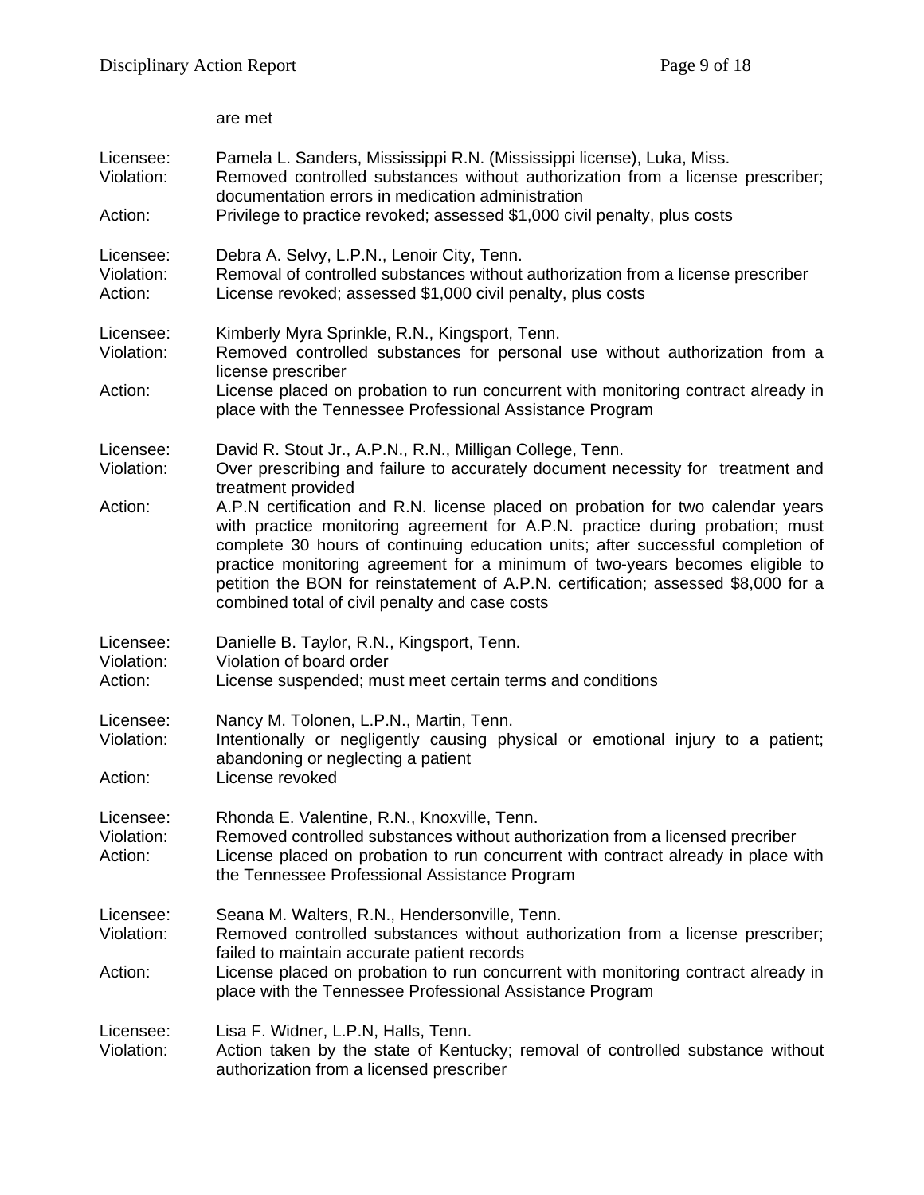are met

Licensee: Pamela L. Sanders, Mississippi R.N. (Mississippi license), Luka, Miss.
Violation: Removed controlled substances without authorization from a license prescriber; documentation errors in medication administration
Action: Privilege to practice revoked; assessed $1,000 civil penalty, plus costs

Licensee: Debra A. Selvy, L.P.N., Lenoir City, Tenn.
Violation: Removal of controlled substances without authorization from a license prescriber
Action: License revoked; assessed $1,000 civil penalty, plus costs

Licensee: Kimberly Myra Sprinkle, R.N., Kingsport, Tenn.
Violation: Removed controlled substances for personal use without authorization from a license prescriber
Action: License placed on probation to run concurrent with monitoring contract already in place with the Tennessee Professional Assistance Program

Licensee: David R. Stout Jr., A.P.N., R.N., Milligan College, Tenn.
Violation: Over prescribing and failure to accurately document necessity for treatment and treatment provided
Action: A.P.N certification and R.N. license placed on probation for two calendar years with practice monitoring agreement for A.P.N. practice during probation; must complete 30 hours of continuing education units; after successful completion of practice monitoring agreement for a minimum of two-years becomes eligible to petition the BON for reinstatement of A.P.N. certification; assessed $8,000 for a combined total of civil penalty and case costs

Licensee: Danielle B. Taylor, R.N., Kingsport, Tenn.
Violation: Violation of board order
Action: License suspended; must meet certain terms and conditions

Licensee: Nancy M. Tolonen, L.P.N., Martin, Tenn.
Violation: Intentionally or negligently causing physical or emotional injury to a patient; abandoning or neglecting a patient
Action: License revoked

Licensee: Rhonda E. Valentine, R.N., Knoxville, Tenn.
Violation: Removed controlled substances without authorization from a licensed precriber
Action: License placed on probation to run concurrent with contract already in place with the Tennessee Professional Assistance Program

Licensee: Seana M. Walters, R.N., Hendersonville, Tenn.
Violation: Removed controlled substances without authorization from a license prescriber; failed to maintain accurate patient records
Action: License placed on probation to run concurrent with monitoring contract already in place with the Tennessee Professional Assistance Program

Licensee: Lisa F. Widner, L.P.N, Halls, Tenn.
Violation: Action taken by the state of Kentucky; removal of controlled substance without authorization from a licensed prescriber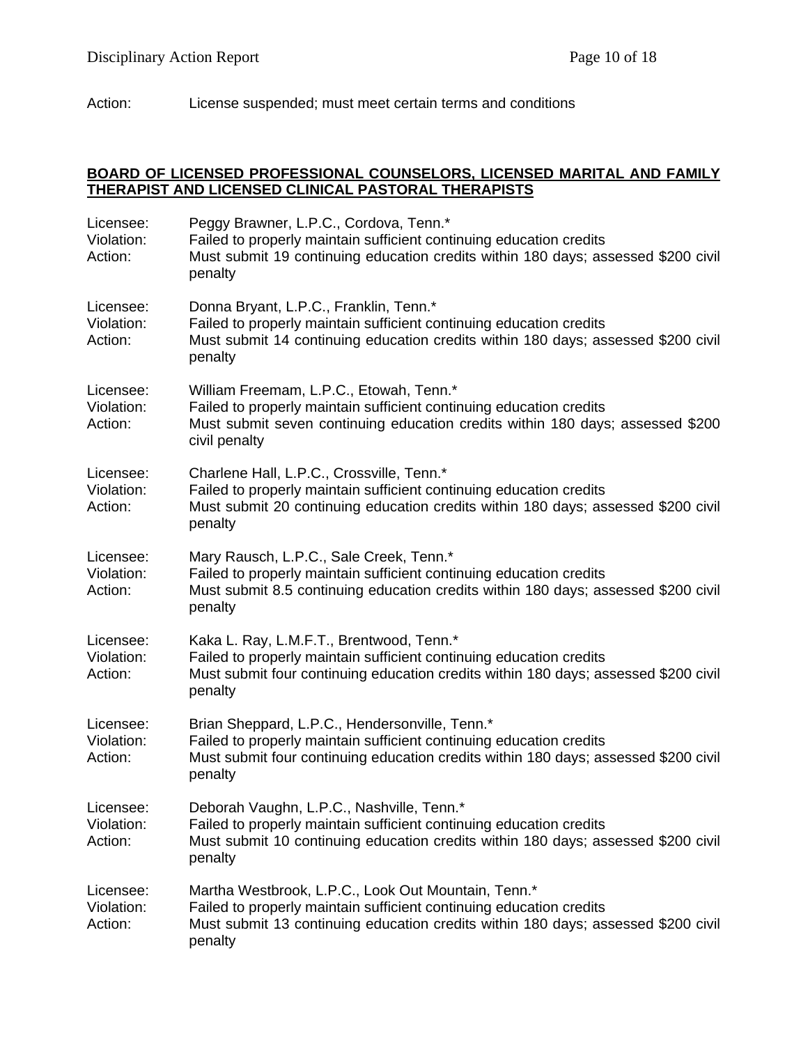Action: License suspended; must meet certain terms and conditions

## BOARD OF LICENSED PROFESSIONAL COUNSELORS, LICENSED MARITAL AND FAMILY THERAPIST AND LICENSED CLINICAL PASTORAL THERAPISTS

Licensee: Peggy Brawner, L.P.C., Cordova, Tenn.*
Violation: Failed to properly maintain sufficient continuing education credits
Action: Must submit 19 continuing education credits within 180 days; assessed $200 civil penalty

Licensee: Donna Bryant, L.P.C., Franklin, Tenn.*
Violation: Failed to properly maintain sufficient continuing education credits
Action: Must submit 14 continuing education credits within 180 days; assessed $200 civil penalty

Licensee: William Freemam, L.P.C., Etowah, Tenn.*
Violation: Failed to properly maintain sufficient continuing education credits
Action: Must submit seven continuing education credits within 180 days; assessed $200 civil penalty

Licensee: Charlene Hall, L.P.C., Crossville, Tenn.*
Violation: Failed to properly maintain sufficient continuing education credits
Action: Must submit 20 continuing education credits within 180 days; assessed $200 civil penalty

Licensee: Mary Rausch, L.P.C., Sale Creek, Tenn.*
Violation: Failed to properly maintain sufficient continuing education credits
Action: Must submit 8.5 continuing education credits within 180 days; assessed $200 civil penalty

Licensee: Kaka L. Ray, L.M.F.T., Brentwood, Tenn.*
Violation: Failed to properly maintain sufficient continuing education credits
Action: Must submit four continuing education credits within 180 days; assessed $200 civil penalty

Licensee: Brian Sheppard, L.P.C., Hendersonville, Tenn.*
Violation: Failed to properly maintain sufficient continuing education credits
Action: Must submit four continuing education credits within 180 days; assessed $200 civil penalty

Licensee: Deborah Vaughn, L.P.C., Nashville, Tenn.*
Violation: Failed to properly maintain sufficient continuing education credits
Action: Must submit 10 continuing education credits within 180 days; assessed $200 civil penalty

Licensee: Martha Westbrook, L.P.C., Look Out Mountain, Tenn.*
Violation: Failed to properly maintain sufficient continuing education credits
Action: Must submit 13 continuing education credits within 180 days; assessed $200 civil penalty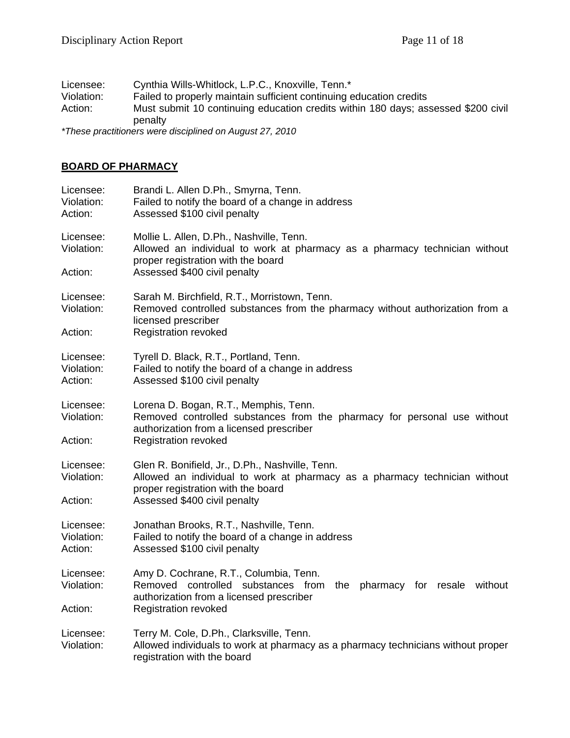Licensee: Cynthia Wills-Whitlock, L.P.C., Knoxville, Tenn.*
Violation: Failed to properly maintain sufficient continuing education credits
Action: Must submit 10 continuing education credits within 180 days; assessed $200 civil penalty

*These practitioners were disciplined on August 27, 2010*

## BOARD OF PHARMACY

Licensee: Brandi L. Allen D.Ph., Smyrna, Tenn.
Violation: Failed to notify the board of a change in address
Action: Assessed $100 civil penalty

Licensee: Mollie L. Allen, D.Ph., Nashville, Tenn.
Violation: Allowed an individual to work at pharmacy as a pharmacy technician without proper registration with the board
Action: Assessed $400 civil penalty

Licensee: Sarah M. Birchfield, R.T., Morristown, Tenn.
Violation: Removed controlled substances from the pharmacy without authorization from a licensed prescriber
Action: Registration revoked

Licensee: Tyrell D. Black, R.T., Portland, Tenn.
Violation: Failed to notify the board of a change in address
Action: Assessed $100 civil penalty

Licensee: Lorena D. Bogan, R.T., Memphis, Tenn.
Violation: Removed controlled substances from the pharmacy for personal use without authorization from a licensed prescriber
Action: Registration revoked

Licensee: Glen R. Bonifield, Jr., D.Ph., Nashville, Tenn.
Violation: Allowed an individual to work at pharmacy as a pharmacy technician without proper registration with the board
Action: Assessed $400 civil penalty

Licensee: Jonathan Brooks, R.T., Nashville, Tenn.
Violation: Failed to notify the board of a change in address
Action: Assessed $100 civil penalty

Licensee: Amy D. Cochrane, R.T., Columbia, Tenn.
Violation: Removed controlled substances from the pharmacy for resale without authorization from a licensed prescriber
Action: Registration revoked

Licensee: Terry M. Cole, D.Ph., Clarksville, Tenn.
Violation: Allowed individuals to work at pharmacy as a pharmacy technicians without proper registration with the board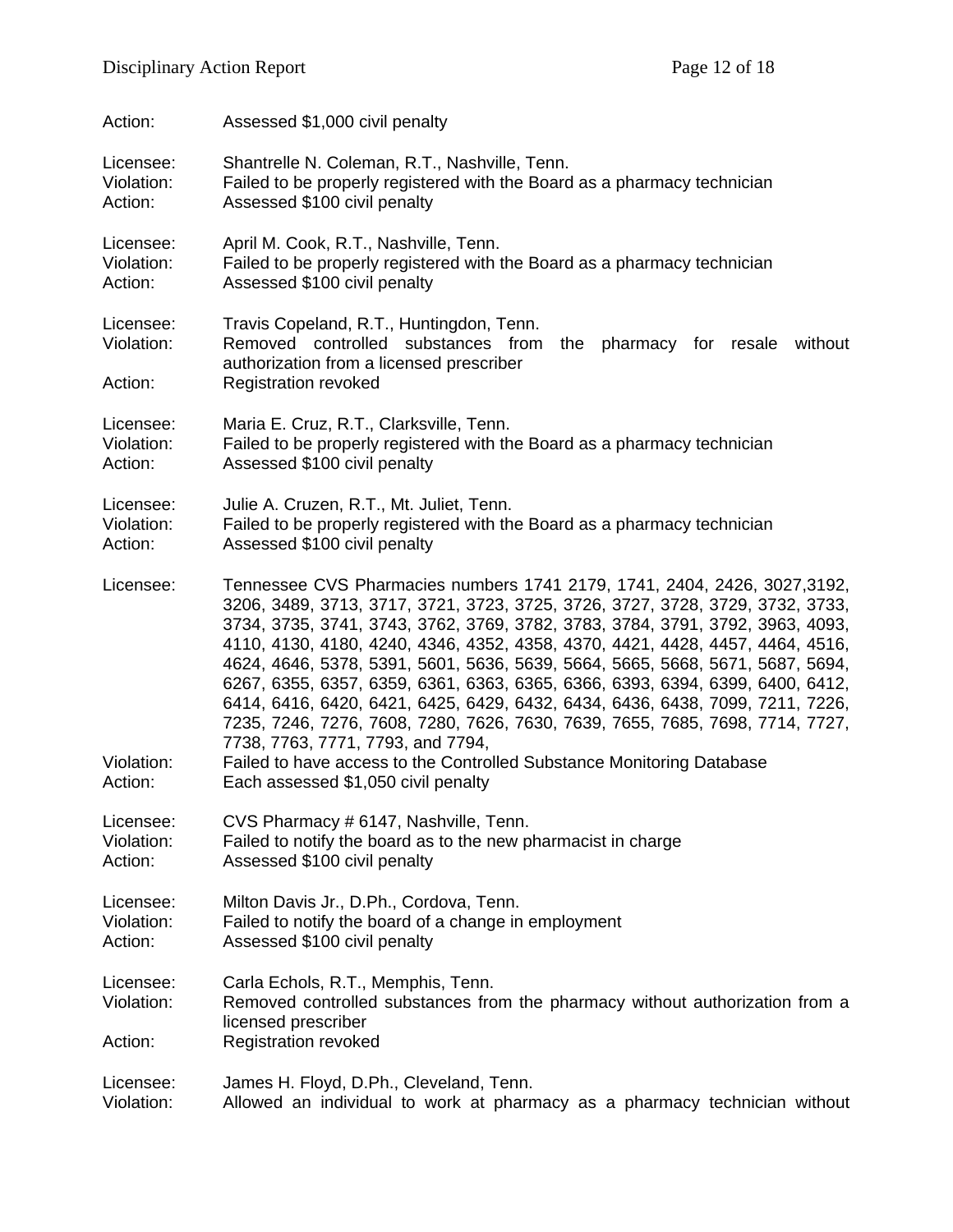Action: Assessed $1,000 civil penalty

Licensee: Shantrelle N. Coleman, R.T., Nashville, Tenn.
Violation: Failed to be properly registered with the Board as a pharmacy technician
Action: Assessed $100 civil penalty

Licensee: April M. Cook, R.T., Nashville, Tenn.
Violation: Failed to be properly registered with the Board as a pharmacy technician
Action: Assessed $100 civil penalty

Licensee: Travis Copeland, R.T., Huntingdon, Tenn.
Violation: Removed controlled substances from the pharmacy for resale without authorization from a licensed prescriber
Action: Registration revoked

Licensee: Maria E. Cruz, R.T., Clarksville, Tenn.
Violation: Failed to be properly registered with the Board as a pharmacy technician
Action: Assessed $100 civil penalty

Licensee: Julie A. Cruzen, R.T., Mt. Juliet, Tenn.
Violation: Failed to be properly registered with the Board as a pharmacy technician
Action: Assessed $100 civil penalty

Licensee: Tennessee CVS Pharmacies numbers 1741 2179, 1741, 2404, 2426, 3027,3192, 3206, 3489, 3713, 3717, 3721, 3723, 3725, 3726, 3727, 3728, 3729, 3732, 3733, 3734, 3735, 3741, 3743, 3762, 3769, 3782, 3783, 3784, 3791, 3792, 3963, 4093, 4110, 4130, 4180, 4240, 4346, 4352, 4358, 4370, 4421, 4428, 4457, 4464, 4516, 4624, 4646, 5378, 5391, 5601, 5636, 5639, 5664, 5665, 5668, 5671, 5687, 5694, 6267, 6355, 6357, 6359, 6361, 6363, 6365, 6366, 6393, 6394, 6399, 6400, 6412, 6414, 6416, 6420, 6421, 6425, 6429, 6432, 6434, 6436, 6438, 7099, 7211, 7226, 7235, 7246, 7276, 7608, 7280, 7626, 7630, 7639, 7655, 7685, 7698, 7714, 7727, 7738, 7763, 7771, 7793, and 7794,
Violation: Failed to have access to the Controlled Substance Monitoring Database
Action: Each assessed $1,050 civil penalty

Licensee: CVS Pharmacy # 6147, Nashville, Tenn.
Violation: Failed to notify the board as to the new pharmacist in charge
Action: Assessed $100 civil penalty

Licensee: Milton Davis Jr., D.Ph., Cordova, Tenn.
Violation: Failed to notify the board of a change in employment
Action: Assessed $100 civil penalty

Licensee: Carla Echols, R.T., Memphis, Tenn.
Violation: Removed controlled substances from the pharmacy without authorization from a licensed prescriber
Action: Registration revoked

Licensee: James H. Floyd, D.Ph., Cleveland, Tenn.
Violation: Allowed an individual to work at pharmacy as a pharmacy technician without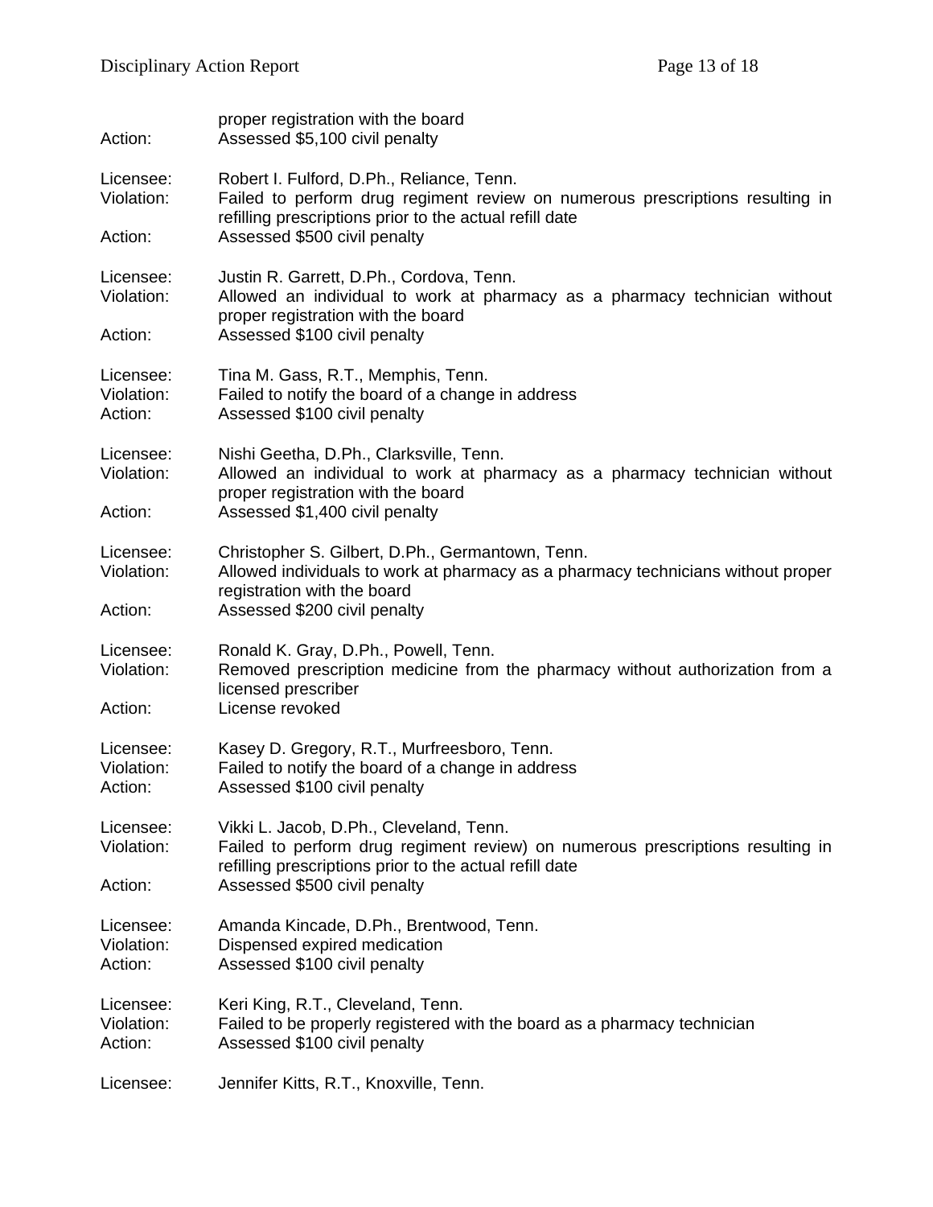proper registration with the board
Action: Assessed $5,100 civil penalty

Licensee: Robert I. Fulford, D.Ph., Reliance, Tenn.
Violation: Failed to perform drug regiment review on numerous prescriptions resulting in refilling prescriptions prior to the actual refill date
Action: Assessed $500 civil penalty

Licensee: Justin R. Garrett, D.Ph., Cordova, Tenn.
Violation: Allowed an individual to work at pharmacy as a pharmacy technician without proper registration with the board
Action: Assessed $100 civil penalty

Licensee: Tina M. Gass, R.T., Memphis, Tenn.
Violation: Failed to notify the board of a change in address
Action: Assessed $100 civil penalty

Licensee: Nishi Geetha, D.Ph., Clarksville, Tenn.
Violation: Allowed an individual to work at pharmacy as a pharmacy technician without proper registration with the board
Action: Assessed $1,400 civil penalty

Licensee: Christopher S. Gilbert, D.Ph., Germantown, Tenn.
Violation: Allowed individuals to work at pharmacy as a pharmacy technicians without proper registration with the board
Action: Assessed $200 civil penalty

Licensee: Ronald K. Gray, D.Ph., Powell, Tenn.
Violation: Removed prescription medicine from the pharmacy without authorization from a licensed prescriber
Action: License revoked

Licensee: Kasey D. Gregory, R.T., Murfreesboro, Tenn.
Violation: Failed to notify the board of a change in address
Action: Assessed $100 civil penalty

Licensee: Vikki L. Jacob, D.Ph., Cleveland, Tenn.
Violation: Failed to perform drug regiment review) on numerous prescriptions resulting in refilling prescriptions prior to the actual refill date
Action: Assessed $500 civil penalty

Licensee: Amanda Kincade, D.Ph., Brentwood, Tenn.
Violation: Dispensed expired medication
Action: Assessed $100 civil penalty

Licensee: Keri King, R.T., Cleveland, Tenn.
Violation: Failed to be properly registered with the board as a pharmacy technician
Action: Assessed $100 civil penalty

Licensee: Jennifer Kitts, R.T., Knoxville, Tenn.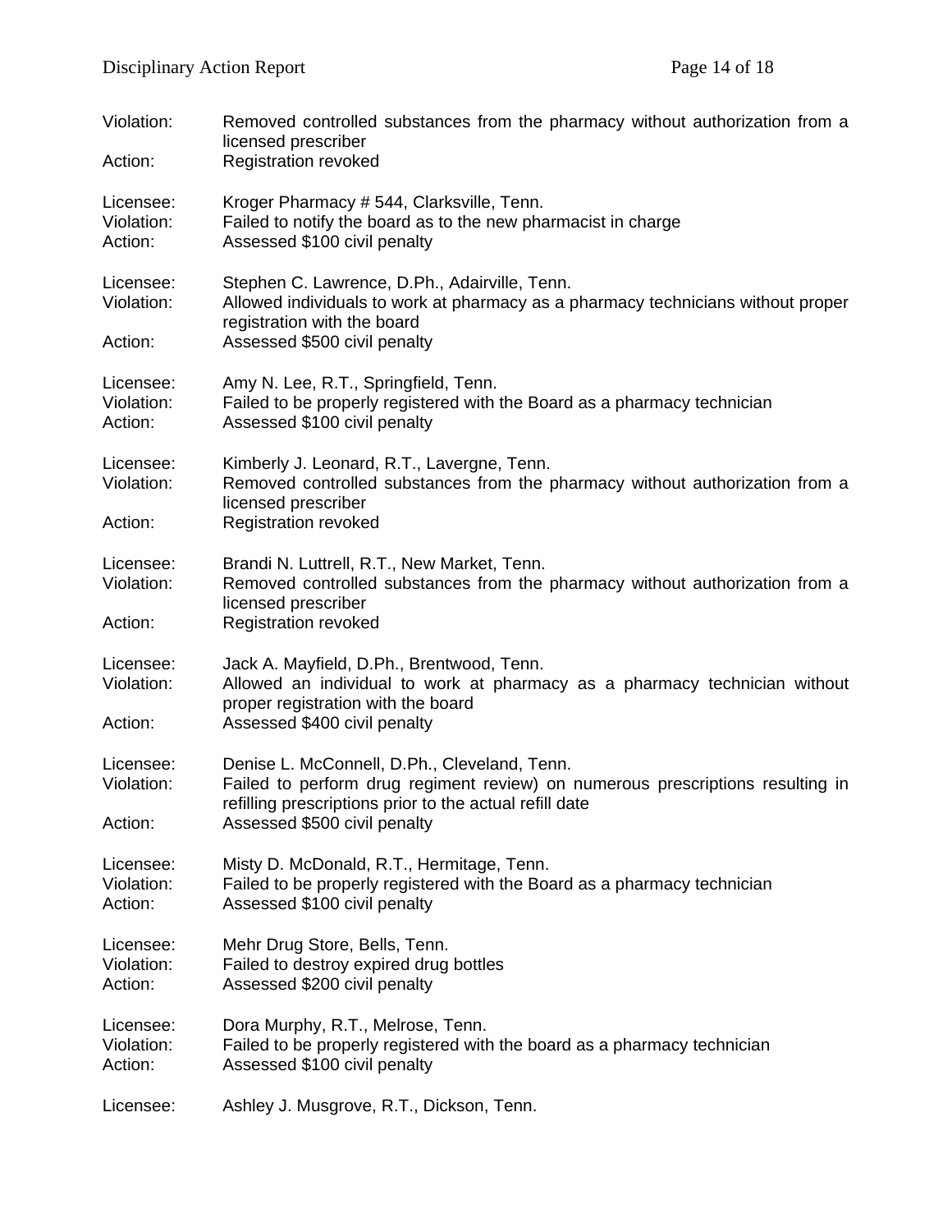Violation: Removed controlled substances from the pharmacy without authorization from a licensed prescriber
Action: Registration revoked

Licensee: Kroger Pharmacy # 544, Clarksville, Tenn.
Violation: Failed to notify the board as to the new pharmacist in charge
Action: Assessed $100 civil penalty

Licensee: Stephen C. Lawrence, D.Ph., Adairville, Tenn.
Violation: Allowed individuals to work at pharmacy as a pharmacy technicians without proper registration with the board
Action: Assessed $500 civil penalty

Licensee: Amy N. Lee, R.T., Springfield, Tenn.
Violation: Failed to be properly registered with the Board as a pharmacy technician
Action: Assessed $100 civil penalty

Licensee: Kimberly J. Leonard, R.T., Lavergne, Tenn.
Violation: Removed controlled substances from the pharmacy without authorization from a licensed prescriber
Action: Registration revoked

Licensee: Brandi N. Luttrell, R.T., New Market, Tenn.
Violation: Removed controlled substances from the pharmacy without authorization from a licensed prescriber
Action: Registration revoked

Licensee: Jack A. Mayfield, D.Ph., Brentwood, Tenn.
Violation: Allowed an individual to work at pharmacy as a pharmacy technician without proper registration with the board
Action: Assessed $400 civil penalty

Licensee: Denise L. McConnell, D.Ph., Cleveland, Tenn.
Violation: Failed to perform drug regiment review) on numerous prescriptions resulting in refilling prescriptions prior to the actual refill date
Action: Assessed $500 civil penalty

Licensee: Misty D. McDonald, R.T., Hermitage, Tenn.
Violation: Failed to be properly registered with the Board as a pharmacy technician
Action: Assessed $100 civil penalty

Licensee: Mehr Drug Store, Bells, Tenn.
Violation: Failed to destroy expired drug bottles
Action: Assessed $200 civil penalty

Licensee: Dora Murphy, R.T., Melrose, Tenn.
Violation: Failed to be properly registered with the board as a pharmacy technician
Action: Assessed $100 civil penalty

Licensee: Ashley J. Musgrove, R.T., Dickson, Tenn.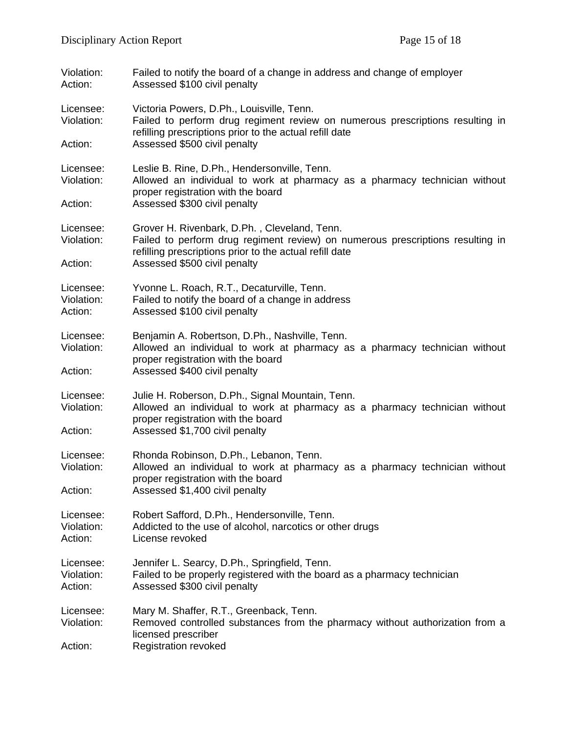Violation: Failed to notify the board of a change in address and change of employer
Action: Assessed $100 civil penalty

Licensee: Victoria Powers, D.Ph., Louisville, Tenn.
Violation: Failed to perform drug regiment review on numerous prescriptions resulting in refilling prescriptions prior to the actual refill date
Action: Assessed $500 civil penalty

Licensee: Leslie B. Rine, D.Ph., Hendersonville, Tenn.
Violation: Allowed an individual to work at pharmacy as a pharmacy technician without proper registration with the board
Action: Assessed $300 civil penalty

Licensee: Grover H. Rivenbark, D.Ph. , Cleveland, Tenn.
Violation: Failed to perform drug regiment review) on numerous prescriptions resulting in refilling prescriptions prior to the actual refill date
Action: Assessed $500 civil penalty

Licensee: Yvonne L. Roach, R.T., Decaturville, Tenn.
Violation: Failed to notify the board of a change in address
Action: Assessed $100 civil penalty

Licensee: Benjamin A. Robertson, D.Ph., Nashville, Tenn.
Violation: Allowed an individual to work at pharmacy as a pharmacy technician without proper registration with the board
Action: Assessed $400 civil penalty

Licensee: Julie H. Roberson, D.Ph., Signal Mountain, Tenn.
Violation: Allowed an individual to work at pharmacy as a pharmacy technician without proper registration with the board
Action: Assessed $1,700 civil penalty

Licensee: Rhonda Robinson, D.Ph., Lebanon, Tenn.
Violation: Allowed an individual to work at pharmacy as a pharmacy technician without proper registration with the board
Action: Assessed $1,400 civil penalty

Licensee: Robert Safford, D.Ph., Hendersonville, Tenn.
Violation: Addicted to the use of alcohol, narcotics or other drugs
Action: License revoked

Licensee: Jennifer L. Searcy, D.Ph., Springfield, Tenn.
Violation: Failed to be properly registered with the board as a pharmacy technician
Action: Assessed $300 civil penalty

Licensee: Mary M. Shaffer, R.T., Greenback, Tenn.
Violation: Removed controlled substances from the pharmacy without authorization from a licensed prescriber
Action: Registration revoked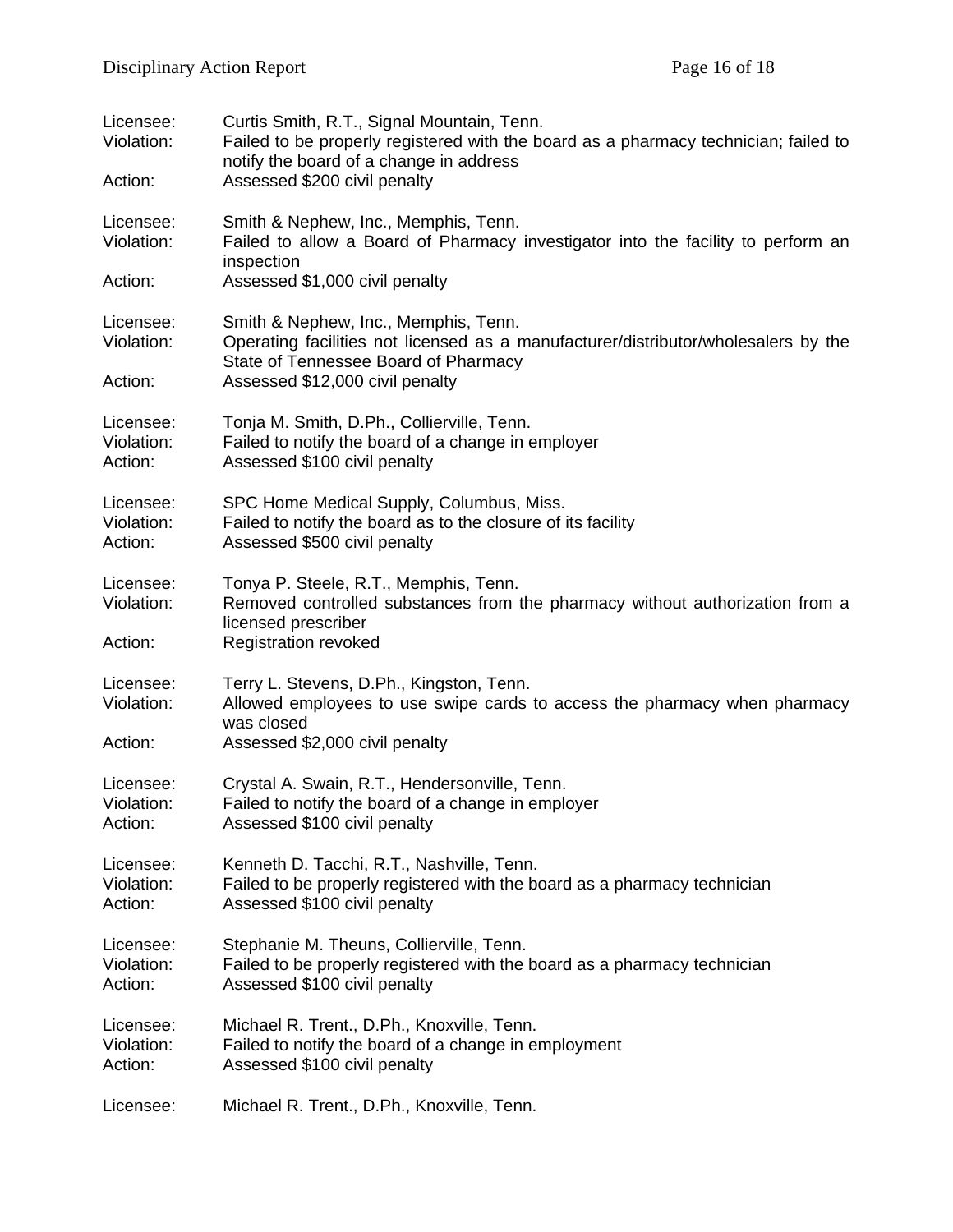Licensee: Curtis Smith, R.T., Signal Mountain, Tenn.
Violation: Failed to be properly registered with the board as a pharmacy technician; failed to notify the board of a change in address
Action: Assessed $200 civil penalty

Licensee: Smith & Nephew, Inc., Memphis, Tenn.
Violation: Failed to allow a Board of Pharmacy investigator into the facility to perform an inspection
Action: Assessed $1,000 civil penalty

Licensee: Smith & Nephew, Inc., Memphis, Tenn.
Violation: Operating facilities not licensed as a manufacturer/distributor/wholesalers by the State of Tennessee Board of Pharmacy
Action: Assessed $12,000 civil penalty

Licensee: Tonja M. Smith, D.Ph., Collierville, Tenn.
Violation: Failed to notify the board of a change in employer
Action: Assessed $100 civil penalty

Licensee: SPC Home Medical Supply, Columbus, Miss.
Violation: Failed to notify the board as to the closure of its facility
Action: Assessed $500 civil penalty

Licensee: Tonya P. Steele, R.T., Memphis, Tenn.
Violation: Removed controlled substances from the pharmacy without authorization from a licensed prescriber
Action: Registration revoked

Licensee: Terry L. Stevens, D.Ph., Kingston, Tenn.
Violation: Allowed employees to use swipe cards to access the pharmacy when pharmacy was closed
Action: Assessed $2,000 civil penalty

Licensee: Crystal A. Swain, R.T., Hendersonville, Tenn.
Violation: Failed to notify the board of a change in employer
Action: Assessed $100 civil penalty

Licensee: Kenneth D. Tacchi, R.T., Nashville, Tenn.
Violation: Failed to be properly registered with the board as a pharmacy technician
Action: Assessed $100 civil penalty

Licensee: Stephanie M. Theuns, Collierville, Tenn.
Violation: Failed to be properly registered with the board as a pharmacy technician
Action: Assessed $100 civil penalty

Licensee: Michael R. Trent., D.Ph., Knoxville, Tenn.
Violation: Failed to notify the board of a change in employment
Action: Assessed $100 civil penalty

Licensee: Michael R. Trent., D.Ph., Knoxville, Tenn.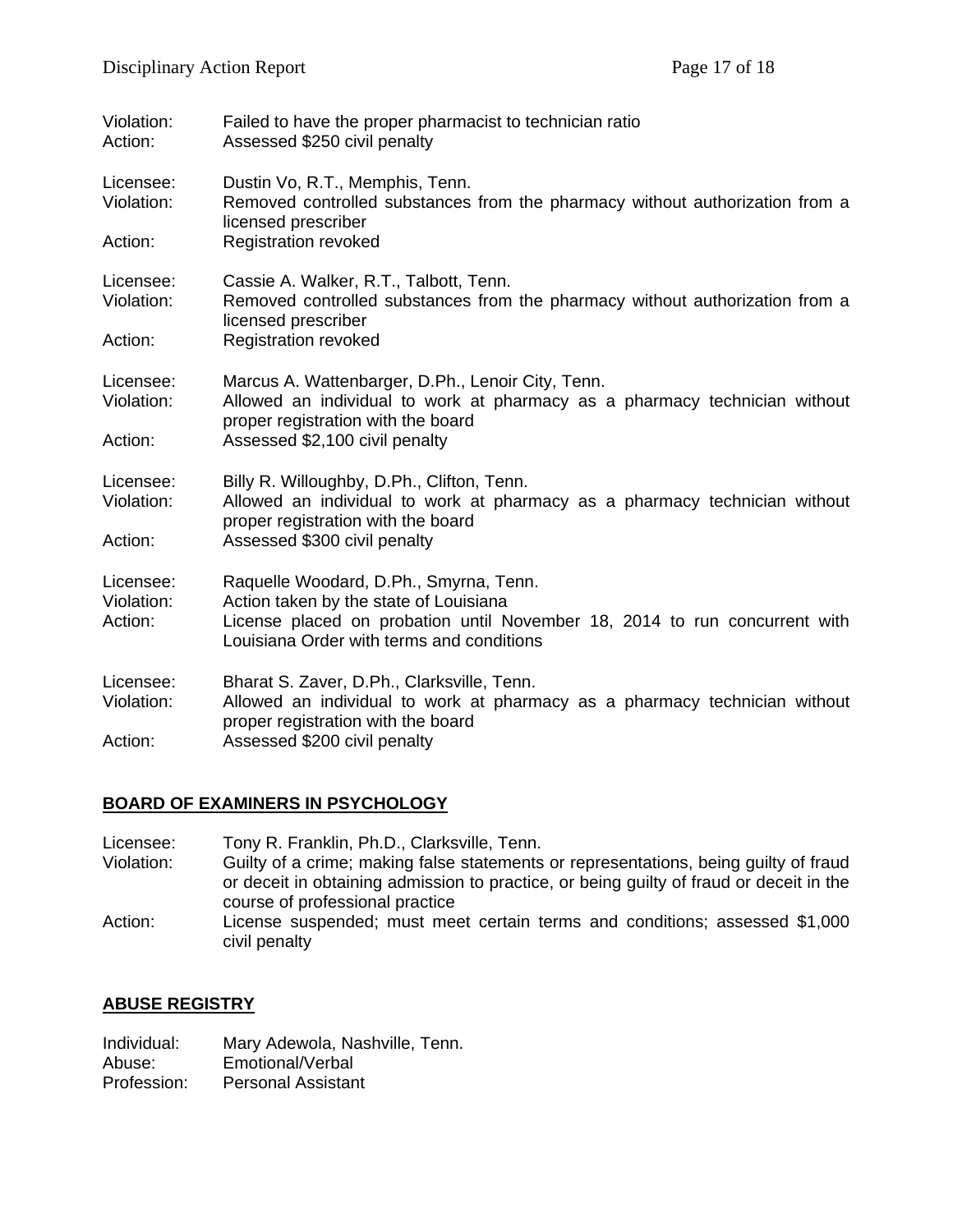Violation: Failed to have the proper pharmacist to technician ratio
Action: Assessed $250 civil penalty

Licensee: Dustin Vo, R.T., Memphis, Tenn.
Violation: Removed controlled substances from the pharmacy without authorization from a licensed prescriber
Action: Registration revoked

Licensee: Cassie A. Walker, R.T., Talbott, Tenn.
Violation: Removed controlled substances from the pharmacy without authorization from a licensed prescriber
Action: Registration revoked

Licensee: Marcus A. Wattenbarger, D.Ph., Lenoir City, Tenn.
Violation: Allowed an individual to work at pharmacy as a pharmacy technician without proper registration with the board
Action: Assessed $2,100 civil penalty

Licensee: Billy R. Willoughby, D.Ph., Clifton, Tenn.
Violation: Allowed an individual to work at pharmacy as a pharmacy technician without proper registration with the board
Action: Assessed $300 civil penalty

Licensee: Raquelle Woodard, D.Ph., Smyrna, Tenn.
Violation: Action taken by the state of Louisiana
Action: License placed on probation until November 18, 2014 to run concurrent with Louisiana Order with terms and conditions

Licensee: Bharat S. Zaver, D.Ph., Clarksville, Tenn.
Violation: Allowed an individual to work at pharmacy as a pharmacy technician without proper registration with the board
Action: Assessed $200 civil penalty

## BOARD OF EXAMINERS IN PSYCHOLOGY

Licensee: Tony R. Franklin, Ph.D., Clarksville, Tenn.
Violation: Guilty of a crime; making false statements or representations, being guilty of fraud or deceit in obtaining admission to practice, or being guilty of fraud or deceit in the course of professional practice
Action: License suspended; must meet certain terms and conditions; assessed $1,000 civil penalty

## ABUSE REGISTRY

Individual: Mary Adewola, Nashville, Tenn.
Abuse: Emotional/Verbal
Profession: Personal Assistant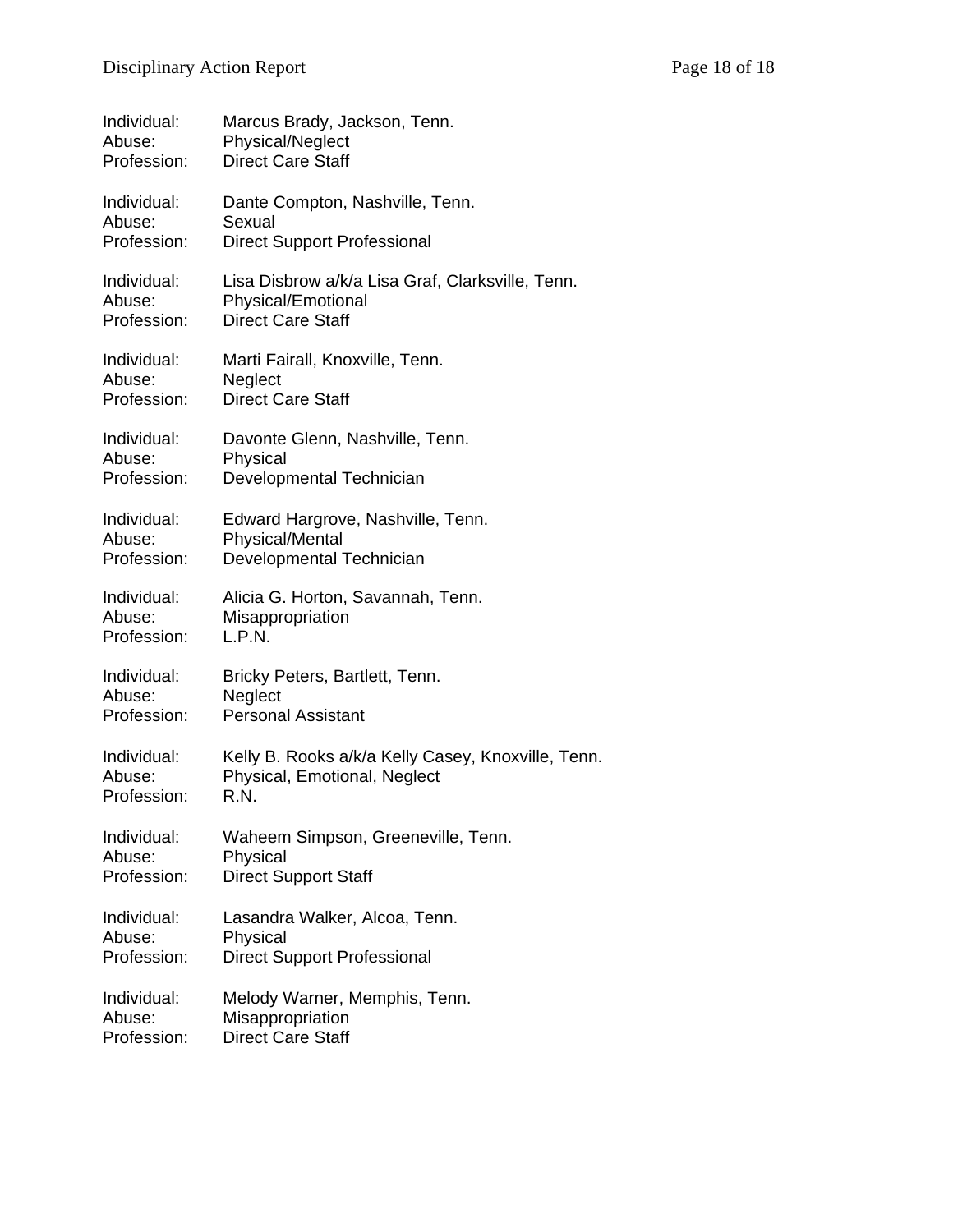Individual: Marcus Brady, Jackson, Tenn.
Abuse: Physical/Neglect
Profession: Direct Care Staff

Individual: Dante Compton, Nashville, Tenn.
Abuse: Sexual
Profession: Direct Support Professional

Individual: Lisa Disbrow a/k/a Lisa Graf, Clarksville, Tenn.
Abuse: Physical/Emotional
Profession: Direct Care Staff

Individual: Marti Fairall, Knoxville, Tenn.
Abuse: Neglect
Profession: Direct Care Staff

Individual: Davonte Glenn, Nashville, Tenn.
Abuse: Physical
Profession: Developmental Technician

Individual: Edward Hargrove, Nashville, Tenn.
Abuse: Physical/Mental
Profession: Developmental Technician

Individual: Alicia G. Horton, Savannah, Tenn.
Abuse: Misappropriation
Profession: L.P.N.

Individual: Bricky Peters, Bartlett, Tenn.
Abuse: Neglect
Profession: Personal Assistant

Individual: Kelly B. Rooks a/k/a Kelly Casey, Knoxville, Tenn.
Abuse: Physical, Emotional, Neglect
Profession: R.N.

Individual: Waheem Simpson, Greeneville, Tenn.
Abuse: Physical
Profession: Direct Support Staff

Individual: Lasandra Walker, Alcoa, Tenn.
Abuse: Physical
Profession: Direct Support Professional

Individual: Melody Warner, Memphis, Tenn.
Abuse: Misappropriation
Profession: Direct Care Staff